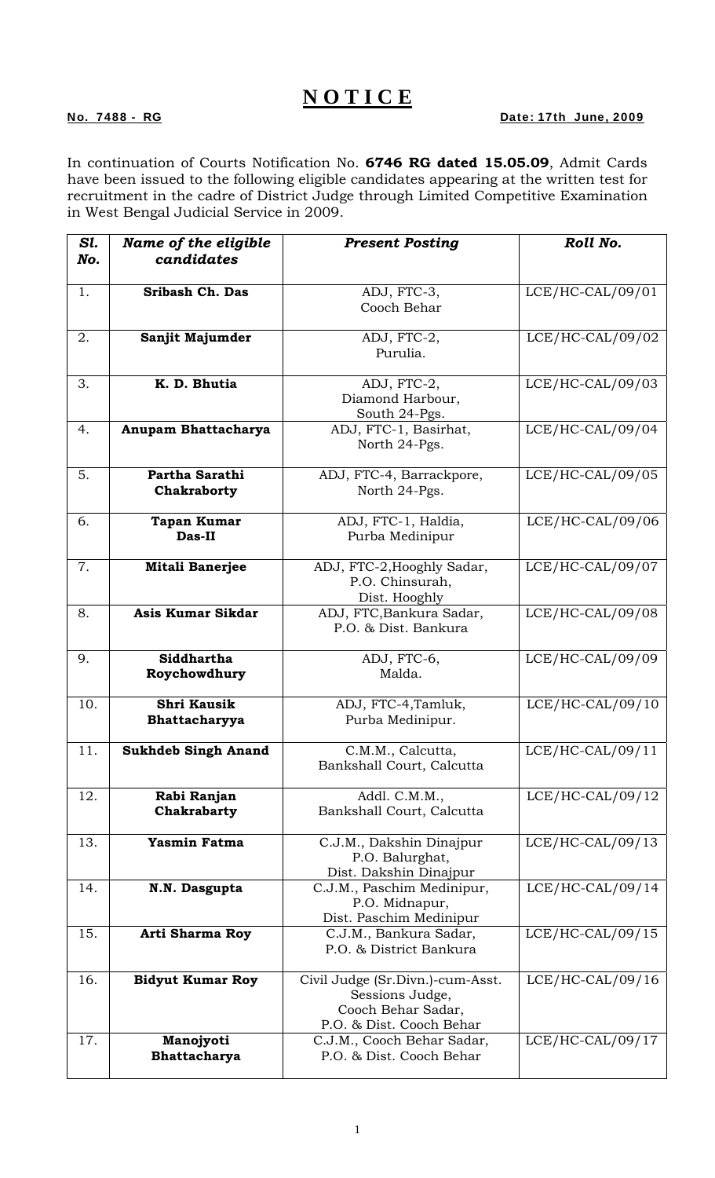# NOTICE

**No. 7488 - RG** **Date: 17th June, 2009**

In continuation of Courts Notification No. **6746 RG dated 15.05.09**, Admit Cards have been issued to the following eligible candidates appearing at the written test for recruitment in the cadre of District Judge through Limited Competitive Examination in West Bengal Judicial Service in 2009.

| *Sl. No.* | *Name of the eligible candidates* | *Present Posting* | *Roll No.* |
|---|---|---|---|
| 1. | **Sribash Ch. Das** | ADJ, FTC-3, Cooch Behar | LCE/HC-CAL/09/01 |
| 2. | **Sanjit Majumder** | ADJ, FTC-2, Purulia. | LCE/HC-CAL/09/02 |
| 3. | **K. D. Bhutia** | ADJ, FTC-2, Diamond Harbour, South 24-Pgs. | LCE/HC-CAL/09/03 |
| 4. | **Anupam Bhattacharya** | ADJ, FTC-1, Basirhat, North 24-Pgs. | LCE/HC-CAL/09/04 |
| 5. | **Partha Sarathi Chakraborty** | ADJ, FTC-4, Barrackpore, North 24-Pgs. | LCE/HC-CAL/09/05 |
| 6. | **Tapan Kumar Das-II** | ADJ, FTC-1, Haldia, Purba Medinipur | LCE/HC-CAL/09/06 |
| 7. | **Mitali Banerjee** | ADJ, FTC-2,Hooghly Sadar, P.O. Chinsurah, Dist. Hooghly | LCE/HC-CAL/09/07 |
| 8. | **Asis Kumar Sikdar** | ADJ, FTC,Bankura Sadar, P.O. & Dist. Bankura | LCE/HC-CAL/09/08 |
| 9. | **Siddhartha Roychowdhury** | ADJ, FTC-6, Malda. | LCE/HC-CAL/09/09 |
| 10. | **Shri Kausik Bhattacharyya** | ADJ, FTC-4,Tamluk, Purba Medinipur. | LCE/HC-CAL/09/10 |
| 11. | **Sukhdeb Singh Anand** | C.M.M., Calcutta, Bankshall Court, Calcutta | LCE/HC-CAL/09/11 |
| 12. | **Rabi Ranjan Chakrabarty** | Addl. C.M.M., Bankshall Court, Calcutta | LCE/HC-CAL/09/12 |
| 13. | **Yasmin Fatma** | C.J.M., Dakshin Dinajpur P.O. Balurghat, Dist. Dakshin Dinajpur | LCE/HC-CAL/09/13 |
| 14. | **N.N. Dasgupta** | C.J.M., Paschim Medinipur, P.O. Midnapur, Dist. Paschim Medinipur | LCE/HC-CAL/09/14 |
| 15. | **Arti Sharma Roy** | C.J.M., Bankura Sadar, P.O. & District Bankura | LCE/HC-CAL/09/15 |
| 16. | **Bidyut Kumar Roy** | Civil Judge (Sr.Divn.)-cum-Asst. Sessions Judge, Cooch Behar Sadar, P.O. & Dist. Cooch Behar | LCE/HC-CAL/09/16 |
| 17. | **Manojyoti Bhattacharya** | C.J.M., Cooch Behar Sadar, P.O. & Dist. Cooch Behar | LCE/HC-CAL/09/17 |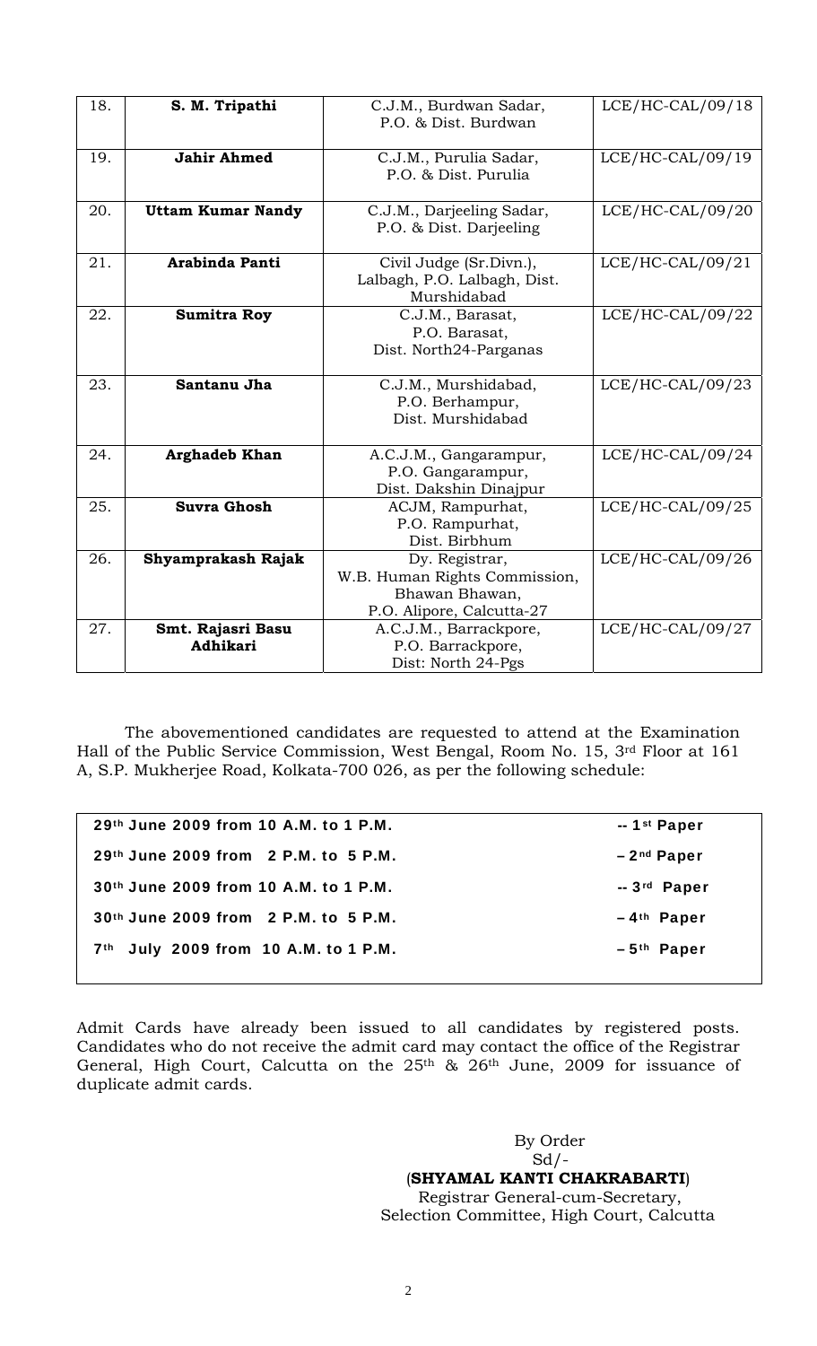| | | | |
|---|---|---|---|
| 18. | **S. M. Tripathi** | C.J.M., Burdwan Sadar, P.O. & Dist. Burdwan | LCE/HC-CAL/09/18 |
| 19. | **Jahir Ahmed** | C.J.M., Purulia Sadar, P.O. & Dist. Purulia | LCE/HC-CAL/09/19 |
| 20. | **Uttam Kumar Nandy** | C.J.M., Darjeeling Sadar, P.O. & Dist. Darjeeling | LCE/HC-CAL/09/20 |
| 21. | **Arabinda Panti** | Civil Judge (Sr.Divn.), Lalbagh, P.O. Lalbagh, Dist. Murshidabad | LCE/HC-CAL/09/21 |
| 22. | **Sumitra Roy** | C.J.M., Barasat, P.O. Barasat, Dist. North24-Parganas | LCE/HC-CAL/09/22 |
| 23. | **Santanu Jha** | C.J.M., Murshidabad, P.O. Berhampur, Dist. Murshidabad | LCE/HC-CAL/09/23 |
| 24. | **Arghadeb Khan** | A.C.J.M., Gangarampur, P.O. Gangarampur, Dist. Dakshin Dinajpur | LCE/HC-CAL/09/24 |
| 25. | **Suvra Ghosh** | ACJM, Rampurhat, P.O. Rampurhat, Dist. Birbhum | LCE/HC-CAL/09/25 |
| 26. | **Shyamprakash Rajak** | Dy. Registrar, W.B. Human Rights Commission, Bhawan Bhawan, P.O. Alipore, Calcutta-27 | LCE/HC-CAL/09/26 |
| 27. | **Smt. Rajasri Basu Adhikari** | A.C.J.M., Barrackpore, P.O. Barrackpore, Dist: North 24-Pgs | LCE/HC-CAL/09/27 |

The abovementioned candidates are requested to attend at the Examination Hall of the Public Service Commission, West Bengal, Room No. 15, 3rd Floor at 161 A, S.P. Mukherjee Road, Kolkata-700 026, as per the following schedule:

| | |
|---|---|
| **29th June 2009 from 10 A.M. to 1 P.M.** | **-- 1st Paper** |
| **29th June 2009 from 2 P.M. to 5 P.M.** | **– 2nd Paper** |
| **30th June 2009 from 10 A.M. to 1 P.M.** | **-- 3rd Paper** |
| **30th June 2009 from 2 P.M. to 5 P.M.** | **– 4th Paper** |
| **7th July 2009 from 10 A.M. to 1 P.M.** | **– 5th Paper** |

Admit Cards have already been issued to all candidates by registered posts. Candidates who do not receive the admit card may contact the office of the Registrar General, High Court, Calcutta on the 25th & 26th June, 2009 for issuance of duplicate admit cards.

By Order
Sd/-
(**SHYAMAL KANTI CHAKRABARTI**)
Registrar General-cum-Secretary,
Selection Committee, High Court, Calcutta